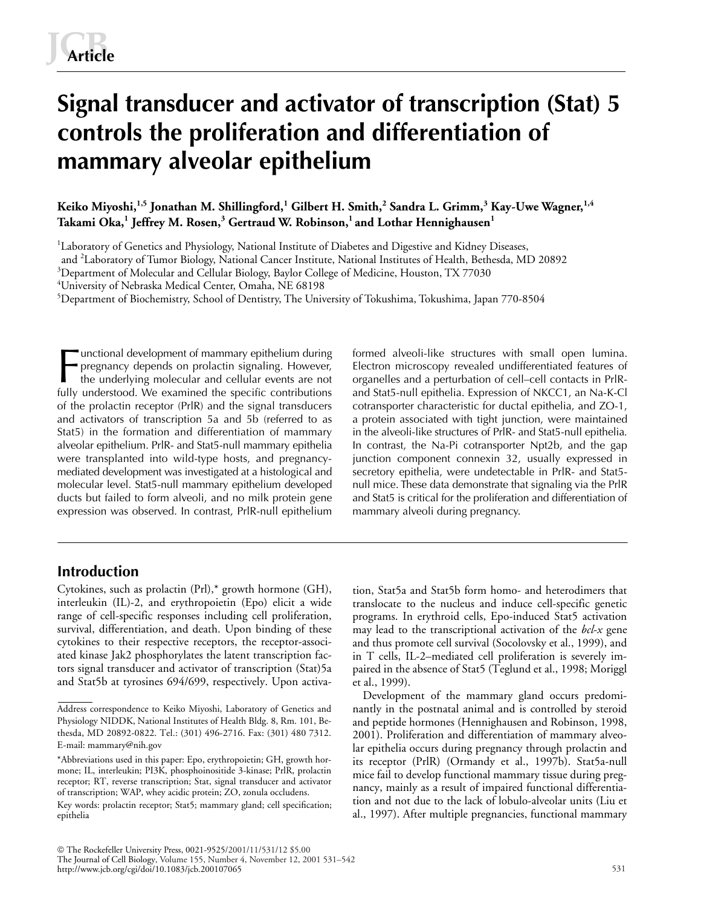Article

# Signal transducer and activator of transcription (Stat) 5 controls the proliferation and differentiation of mammary alveolar epithelium

**Keiko Miyoshi,[1,5] Jonathan M. Shillingford,[1] Gilbert H. Smith,[2] Sandra L. Grimm,[3] Kay-Uwe Wagner,[1,4] Takami Oka,[1] Jeffrey M. Rosen,[3] Gertraud W. Robinson,[1] and Lothar Hennighausen[1]**

[1]Laboratory of Genetics and Physiology, National Institute of Diabetes and Digestive and Kidney Diseases, and [2]Laboratory of Tumor Biology, National Cancer Institute, National Institutes of Health, Bethesda, MD 20892
[3]Department of Molecular and Cellular Biology, Baylor College of Medicine, Houston, TX 77030
[4]University of Nebraska Medical Center, Omaha, NE 68198
[5]Department of Biochemistry, School of Dentistry, The University of Tokushima, Tokushima, Japan 770-8504

Functional development of mammary epithelium during pregnancy depends on prolactin signaling. However, the underlying molecular and cellular events are not fully understood. We examined the specific contributions of the prolactin receptor (PrlR) and the signal transducers and activators of transcription 5a and 5b (referred to as Stat5) in the formation and differentiation of mammary alveolar epithelium. PrlR- and Stat5-null mammary epithelia were transplanted into wild-type hosts, and pregnancy-mediated development was investigated at a histological and molecular level. Stat5-null mammary epithelium developed ducts but failed to form alveoli, and no milk protein gene expression was observed. In contrast, PrlR-null epithelium formed alveoli-like structures with small open lumina. Electron microscopy revealed undifferentiated features of organelles and a perturbation of cell–cell contacts in PrlR- and Stat5-null epithelia. Expression of NKCC1, an Na-K-Cl cotransporter characteristic for ductal epithelia, and ZO-1, a protein associated with tight junction, were maintained in the alveoli-like structures of PrlR- and Stat5-null epithelia. In contrast, the Na-Pi cotransporter Npt2b, and the gap junction component connexin 32, usually expressed in secretory epithelia, were undetectable in PrlR- and Stat5-null mice. These data demonstrate that signaling via the PrlR and Stat5 is critical for the proliferation and differentiation of mammary alveoli during pregnancy.

## Introduction

Cytokines, such as prolactin (Prl),* growth hormone (GH), interleukin (IL)-2, and erythropoietin (Epo) elicit a wide range of cell-specific responses including cell proliferation, survival, differentiation, and death. Upon binding of these cytokines to their respective receptors, the receptor-associated kinase Jak2 phosphorylates the latent transcription factors signal transducer and activator of transcription (Stat)5a and Stat5b at tyrosines 694/699, respectively. Upon activation, Stat5a and Stat5b form homo- and heterodimers that translocate to the nucleus and induce cell-specific genetic programs. In erythroid cells, Epo-induced Stat5 activation may lead to the transcriptional activation of the *bcl-x* gene and thus promote cell survival (Socolovsky et al., 1999), and in T cells, IL-2–mediated cell proliferation is severely impaired in the absence of Stat5 (Teglund et al., 1998; Moriggl et al., 1999).

Development of the mammary gland occurs predominantly in the postnatal animal and is controlled by steroid and peptide hormones (Hennighausen and Robinson, 1998, 2001). Proliferation and differentiation of mammary alveolar epithelia occurs during pregnancy through prolactin and its receptor (PrlR) (Ormandy et al., 1997b). Stat5a-null mice fail to develop functional mammary tissue during pregnancy, mainly as a result of impaired functional differentiation and not due to the lack of lobulo-alveolar units (Liu et al., 1997). After multiple pregnancies, functional mammary

Address correspondence to Keiko Miyoshi, Laboratory of Genetics and Physiology NIDDK, National Institutes of Health Bldg. 8, Rm. 101, Bethesda, MD 20892-0822. Tel.: (301) 496-2716. Fax: (301) 480 7312. E-mail: mammary@nih.gov

*Abbreviations used in this paper: Epo, erythropoietin; GH, growth hormone; IL, interleukin; PI3K, phosphoinositide 3-kinase; PrlR, prolactin receptor; RT, reverse transcription; Stat, signal transducer and activator of transcription; WAP, whey acidic protein; ZO, zonula occludens.

Key words: prolactin receptor; Stat5; mammary gland; cell specification; epithelia

© The Rockefeller University Press, 0021-9525/2001/11/531/12 $5.00
http://www.jcb.org/cgi/doi/10.1083/jcb.200107065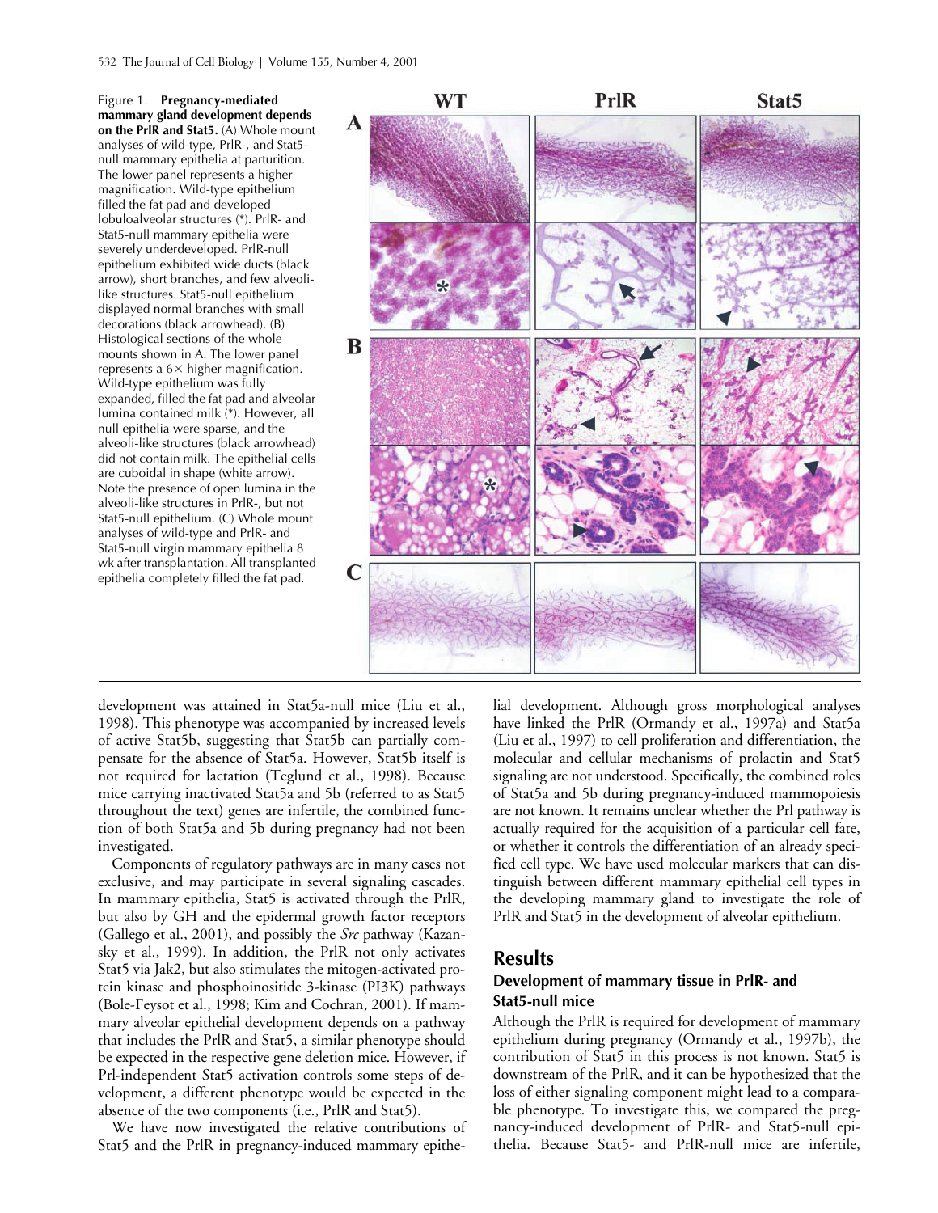Figure 1. **Pregnancy-mediated mammary gland development depends on the PrlR and Stat5.** (A) Whole mount analyses of wild-type, PrlR-, and Stat5-null mammary epithelia at parturition. The lower panel represents a higher magnification. Wild-type epithelium filled the fat pad and developed lobuloalveolar structures (*). PrlR- and Stat5-null mammary epithelia were severely underdeveloped. PrlR-null epithelium exhibited wide ducts (black arrow), short branches, and few alveoli-like structures. Stat5-null epithelium displayed normal branches with small decorations (black arrowhead). (B) Histological sections of the whole mounts shown in A. The lower panel represents a 6× higher magnification. Wild-type epithelium was fully expanded, filled the fat pad and alveolar lumina contained milk (*). However, all null epithelia were sparse, and the alveoli-like structures (black arrowhead) did not contain milk. The epithelial cells are cuboidal in shape (white arrow). Note the presence of open lumina in the alveoli-like structures in PrlR-, but not Stat5-null epithelium. (C) Whole mount analyses of wild-type and PrlR- and Stat5-null virgin mammary epithelia 8 wk after transplantation. All transplanted epithelia completely filled the fat pad.

development was attained in Stat5a-null mice (Liu et al., 1998). This phenotype was accompanied by increased levels of active Stat5b, suggesting that Stat5b can partially compensate for the absence of Stat5a. However, Stat5b itself is not required for lactation (Teglund et al., 1998). Because mice carrying inactivated Stat5a and 5b (referred to as Stat5 throughout the text) genes are infertile, the combined function of both Stat5a and 5b during pregnancy had not been investigated.

Components of regulatory pathways are in many cases not exclusive, and may participate in several signaling cascades. In mammary epithelia, Stat5 is activated through the PrlR, but also by GH and the epidermal growth factor receptors (Gallego et al., 2001), and possibly the *Src* pathway (Kazansky et al., 1999). In addition, the PrlR not only activates Stat5 via Jak2, but also stimulates the mitogen-activated protein kinase and phosphoinositide 3-kinase (PI3K) pathways (Bole-Feysot et al., 1998; Kim and Cochran, 2001). If mammary alveolar epithelial development depends on a pathway that includes the PrlR and Stat5, a similar phenotype should be expected in the respective gene deletion mice. However, if Prl-independent Stat5 activation controls some steps of development, a different phenotype would be expected in the absence of the two components (i.e., PrlR and Stat5).

We have now investigated the relative contributions of Stat5 and the PrlR in pregnancy-induced mammary epithelial development. Although gross morphological analyses have linked the PrlR (Ormandy et al., 1997a) and Stat5a (Liu et al., 1997) to cell proliferation and differentiation, the molecular and cellular mechanisms of prolactin and Stat5 signaling are not understood. Specifically, the combined roles of Stat5a and 5b during pregnancy-induced mammopoiesis are not known. It remains unclear whether the Prl pathway is actually required for the acquisition of a particular cell fate, or whether it controls the differentiation of an already specified cell type. We have used molecular markers that can distinguish between different mammary epithelial cell types in the developing mammary gland to investigate the role of PrlR and Stat5 in the development of alveolar epithelium.

## Results

### Development of mammary tissue in PrlR- and Stat5-null mice

Although the PrlR is required for development of mammary epithelium during pregnancy (Ormandy et al., 1997b), the contribution of Stat5 in this process is not known. Stat5 is downstream of the PrlR, and it can be hypothesized that the loss of either signaling component might lead to a comparable phenotype. To investigate this, we compared the pregnancy-induced development of PrlR- and Stat5-null epithelia. Because Stat5- and PrlR-null mice are infertile,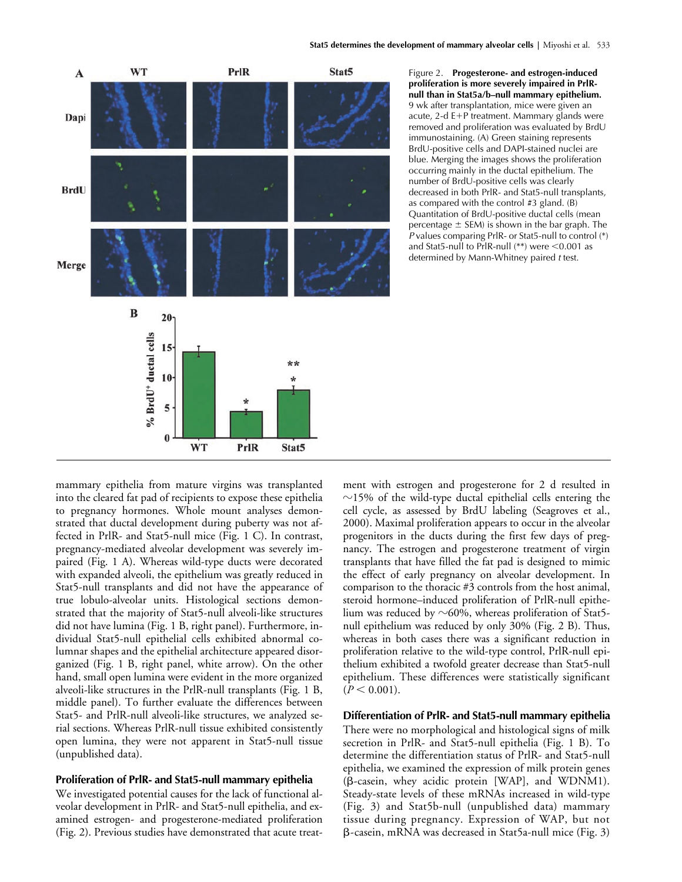A WT PrlR Stat5

Dapi

BrdU

Merge

B

% BrdU⁺ ductal cells

0
5
10
15
20

WT PrlR Stat5

*
**
*

Figure 2. **Progesterone- and estrogen-induced proliferation is more severely impaired in PrlR-null than in Stat5a/b–null mammary epithelium.** 9 wk after transplantation, mice were given an acute, 2-d E+P treatment. Mammary glands were removed and proliferation was evaluated by BrdU immunostaining. (A) Green staining represents BrdU-positive cells and DAPI-stained nuclei are blue. Merging the images shows the proliferation occurring mainly in the ductal epithelium. The number of BrdU-positive cells was clearly decreased in both PrlR- and Stat5-null transplants, as compared with the control #3 gland. (B) Quantitation of BrdU-positive ductal cells (mean percentage ± SEM) is shown in the bar graph. The *P* values comparing PrlR- or Stat5-null to control (*) and Stat5-null to PrlR-null (**) were <0.001 as determined by Mann-Whitney paired *t* test.

mammary epithelia from mature virgins was transplanted into the cleared fat pad of recipients to expose these epithelia to pregnancy hormones. Whole mount analyses demonstrated that ductal development during puberty was not affected in PrlR- and Stat5-null mice (Fig. 1 C). In contrast, pregnancy-mediated alveolar development was severely impaired (Fig. 1 A). Whereas wild-type ducts were decorated with expanded alveoli, the epithelium was greatly reduced in Stat5-null transplants and did not have the appearance of true lobulo-alveolar units. Histological sections demonstrated that the majority of Stat5-null alveoli-like structures did not have lumina (Fig. 1 B, right panel). Furthermore, individual Stat5-null epithelial cells exhibited abnormal columnar shapes and the epithelial architecture appeared disorganized (Fig. 1 B, right panel, white arrow). On the other hand, small open lumina were evident in the more organized alveoli-like structures in the PrlR-null transplants (Fig. 1 B, middle panel). To further evaluate the differences between Stat5- and PrlR-null alveoli-like structures, we analyzed serial sections. Whereas PrlR-null tissue exhibited consistently open lumina, they were not apparent in Stat5-null tissue (unpublished data).

## Proliferation of PrlR- and Stat5-null mammary epithelia

We investigated potential causes for the lack of functional alveolar development in PrlR- and Stat5-null epithelia, and examined estrogen- and progesterone-mediated proliferation (Fig. 2). Previous studies have demonstrated that acute treatment with estrogen and progesterone for 2 d resulted in ∼15% of the wild-type ductal epithelial cells entering the cell cycle, as assessed by BrdU labeling (Seagroves et al., 2000). Maximal proliferation appears to occur in the alveolar progenitors in the ducts during the first few days of pregnancy. The estrogen and progesterone treatment of virgin transplants that have filled the fat pad is designed to mimic the effect of early pregnancy on alveolar development. In comparison to the thoracic #3 controls from the host animal, steroid hormone–induced proliferation of PrlR-null epithelium was reduced by ∼60%, whereas proliferation of Stat5-null epithelium was reduced by only 30% (Fig. 2 B). Thus, whereas in both cases there was a significant reduction in proliferation relative to the wild-type control, PrlR-null epithelium exhibited a twofold greater decrease than Stat5-null epithelium. These differences were statistically significant ($P < 0.001$).

## Differentiation of PrlR- and Stat5-null mammary epithelia

There were no morphological and histological signs of milk secretion in PrlR- and Stat5-null epithelia (Fig. 1 B). To determine the differentiation status of PrlR- and Stat5-null epithelia, we examined the expression of milk protein genes (β-casein, whey acidic protein [WAP], and WDNM1). Steady-state levels of these mRNAs increased in wild-type (Fig. 3) and Stat5b-null (unpublished data) mammary tissue during pregnancy. Expression of WAP, but not β-casein, mRNA was decreased in Stat5a-null mice (Fig. 3)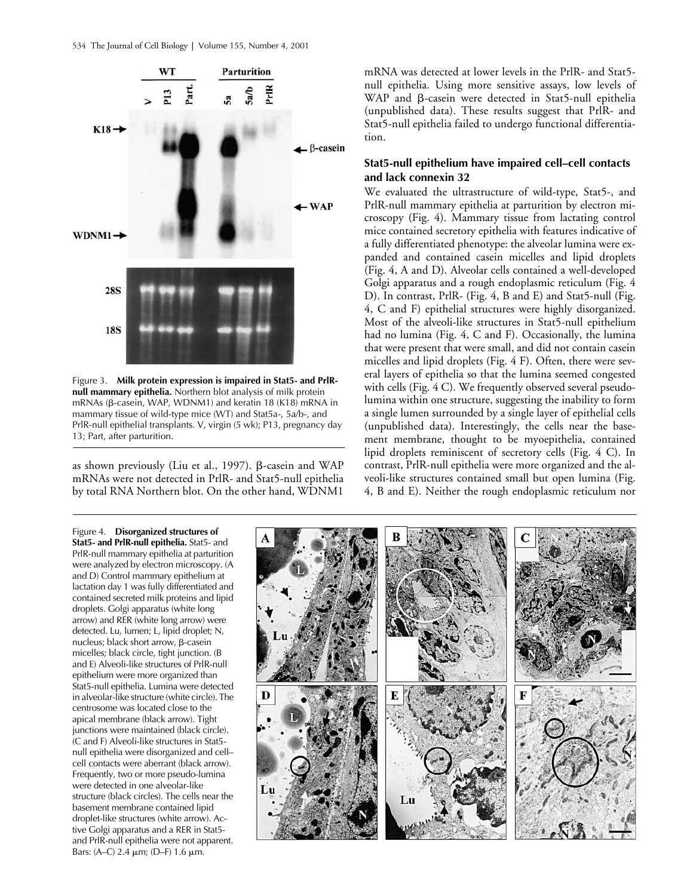Figure 3. **Milk protein expression is impaired in Stat5- and PrlR-null mammary epithelia.** Northern blot analysis of milk protein mRNAs (β-casein, WAP, WDNM1) and keratin 18 (K18) mRNA in mammary tissue of wild-type mice (WT) and Stat5a-, 5a/b-, and PrlR-null epithelial transplants. V, virgin (5 wk); P13, pregnancy day 13; Part, after parturition.

as shown previously (Liu et al., 1997). β-casein and WAP mRNAs were not detected in PrlR- and Stat5-null epithelia by total RNA Northern blot. On the other hand, WDNM1 mRNA was detected at lower levels in the PrlR- and Stat5-null epithelia. Using more sensitive assays, low levels of WAP and β-casein were detected in Stat5-null epithelia (unpublished data). These results suggest that PrlR- and Stat5-null epithelia failed to undergo functional differentiation.

## Stat5-null epithelium have impaired cell–cell contacts and lack connexin 32

We evaluated the ultrastructure of wild-type, Stat5-, and PrlR-null mammary epithelia at parturition by electron microscopy (Fig. 4). Mammary tissue from lactating control mice contained secretory epithelia with features indicative of a fully differentiated phenotype: the alveolar lumina were expanded and contained casein micelles and lipid droplets (Fig. 4, A and D). Alveolar cells contained a well-developed Golgi apparatus and a rough endoplasmic reticulum (Fig. 4 D). In contrast, PrlR- (Fig. 4, B and E) and Stat5-null (Fig. 4, C and F) epithelial structures were highly disorganized. Most of the alveoli-like structures in Stat5-null epithelium had no lumina (Fig. 4, C and F). Occasionally, the lumina that were present that were small, and did not contain casein micelles and lipid droplets (Fig. 4 F). Often, there were several layers of epithelia so that the lumina seemed congested with cells (Fig. 4 C). We frequently observed several pseudo-lumina within one structure, suggesting the inability to form a single lumen surrounded by a single layer of epithelial cells (unpublished data). Interestingly, the cells near the basement membrane, thought to be myoepithelia, contained lipid droplets reminiscent of secretory cells (Fig. 4 C). In contrast, PrlR-null epithelia were more organized and the alveoli-like structures contained small but open lumina (Fig. 4, B and E). Neither the rough endoplasmic reticulum nor

Figure 4. **Disorganized structures of Stat5- and PrlR-null epithelia.** Stat5- and PrlR-null mammary epithelia at parturition were analyzed by electron microscopy. (A and D) Control mammary epithelium at lactation day 1 was fully differentiated and contained secreted milk proteins and lipid droplets. Golgi apparatus (white long arrow) and RER (white long arrow) were detected. Lu, lumen; L, lipid droplet; N, nucleus; black short arrow, β-casein micelles; black circle, tight junction. (B and E) Alveoli-like structures of PrlR-null epithelium were more organized than Stat5-null epithelia. Lumina were detected in alveolar-like structure (white circle). The centrosome was located close to the apical membrane (black arrow). Tight junctions were maintained (black circle). (C and F) Alveoli-like structures in Stat5-null epithelia were disorganized and cell–cell contacts were aberrant (black arrow). Frequently, two or more pseudo-lumina were detected in one alveolar-like structure (black circles). The cells near the basement membrane contained lipid droplet-like structures (white arrow). Active Golgi apparatus and a RER in Stat5- and PrlR-null epithelia were not apparent. Bars: (A–C) 2.4 μm; (D–F) 1.6 μm.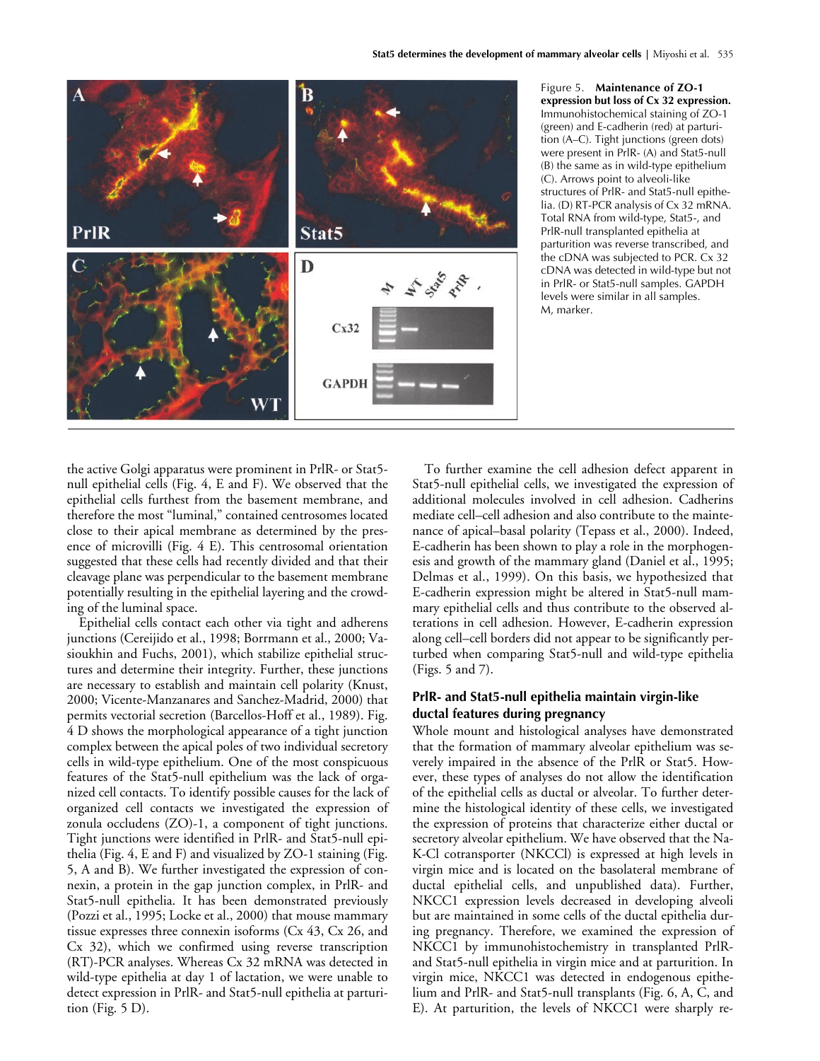Figure 5. **Maintenance of ZO-1 expression but loss of Cx 32 expression.** Immunohistochemical staining of ZO-1 (green) and E-cadherin (red) at parturition (A–C). Tight junctions (green dots) were present in PrlR- (A) and Stat5-null (B) the same as in wild-type epithelium (C). Arrows point to alveoli-like structures of PrlR- and Stat5-null epithelia. (D) RT-PCR analysis of Cx 32 mRNA. Total RNA from wild-type, Stat5-, and PrlR-null transplanted epithelia at parturition was reverse transcribed, and the cDNA was subjected to PCR. Cx 32 cDNA was detected in wild-type but not in PrlR- or Stat5-null samples. GAPDH levels were similar in all samples. M, marker.

the active Golgi apparatus were prominent in PrlR- or Stat5-null epithelial cells (Fig. 4, E and F). We observed that the epithelial cells furthest from the basement membrane, and therefore the most "luminal," contained centrosomes located close to their apical membrane as determined by the presence of microvilli (Fig. 4 E). This centrosomal orientation suggested that these cells had recently divided and that their cleavage plane was perpendicular to the basement membrane potentially resulting in the epithelial layering and the crowding of the luminal space.

Epithelial cells contact each other via tight and adherens junctions (Cereijido et al., 1998; Borrmann et al., 2000; Vasioukhin and Fuchs, 2001), which stabilize epithelial structures and determine their integrity. Further, these junctions are necessary to establish and maintain cell polarity (Knust, 2000; Vicente-Manzanares and Sanchez-Madrid, 2000) that permits vectorial secretion (Barcellos-Hoff et al., 1989). Fig. 4 D shows the morphological appearance of a tight junction complex between the apical poles of two individual secretory cells in wild-type epithelium. One of the most conspicuous features of the Stat5-null epithelium was the lack of organized cell contacts. To identify possible causes for the lack of organized cell contacts we investigated the expression of zonula occludens (ZO)-1, a component of tight junctions. Tight junctions were identified in PrlR- and Stat5-null epithelia (Fig. 4, E and F) and visualized by ZO-1 staining (Fig. 5, A and B). We further investigated the expression of connexin, a protein in the gap junction complex, in PrlR- and Stat5-null epithelia. It has been demonstrated previously (Pozzi et al., 1995; Locke et al., 2000) that mouse mammary tissue expresses three connexin isoforms (Cx 43, Cx 26, and Cx 32), which we confirmed using reverse transcription (RT)-PCR analyses. Whereas Cx 32 mRNA was detected in wild-type epithelia at day 1 of lactation, we were unable to detect expression in PrlR- and Stat5-null epithelia at parturition (Fig. 5 D).

To further examine the cell adhesion defect apparent in Stat5-null epithelial cells, we investigated the expression of additional molecules involved in cell adhesion. Cadherins mediate cell–cell adhesion and also contribute to the maintenance of apical–basal polarity (Tepass et al., 2000). Indeed, E-cadherin has been shown to play a role in the morphogenesis and growth of the mammary gland (Daniel et al., 1995; Delmas et al., 1999). On this basis, we hypothesized that E-cadherin expression might be altered in Stat5-null mammary epithelial cells and thus contribute to the observed alterations in cell adhesion. However, E-cadherin expression along cell–cell borders did not appear to be significantly perturbed when comparing Stat5-null and wild-type epithelia (Figs. 5 and 7).

## PrlR- and Stat5-null epithelia maintain virgin-like ductal features during pregnancy

Whole mount and histological analyses have demonstrated that the formation of mammary alveolar epithelium was severely impaired in the absence of the PrlR or Stat5. However, these types of analyses do not allow the identification of the epithelial cells as ductal or alveolar. To further determine the histological identity of these cells, we investigated the expression of proteins that characterize either ductal or secretory alveolar epithelium. We have observed that the Na-K-Cl cotransporter (NKCCl) is expressed at high levels in virgin mice and is located on the basolateral membrane of ductal epithelial cells, and unpublished data). Further, NKCC1 expression levels decreased in developing alveoli but are maintained in some cells of the ductal epithelia during pregnancy. Therefore, we examined the expression of NKCC1 by immunohistochemistry in transplanted PrlR- and Stat5-null epithelia in virgin mice and at parturition. In virgin mice, NKCC1 was detected in endogenous epithelium and PrlR- and Stat5-null transplants (Fig. 6, A, C, and E). At parturition, the levels of NKCC1 were sharply re-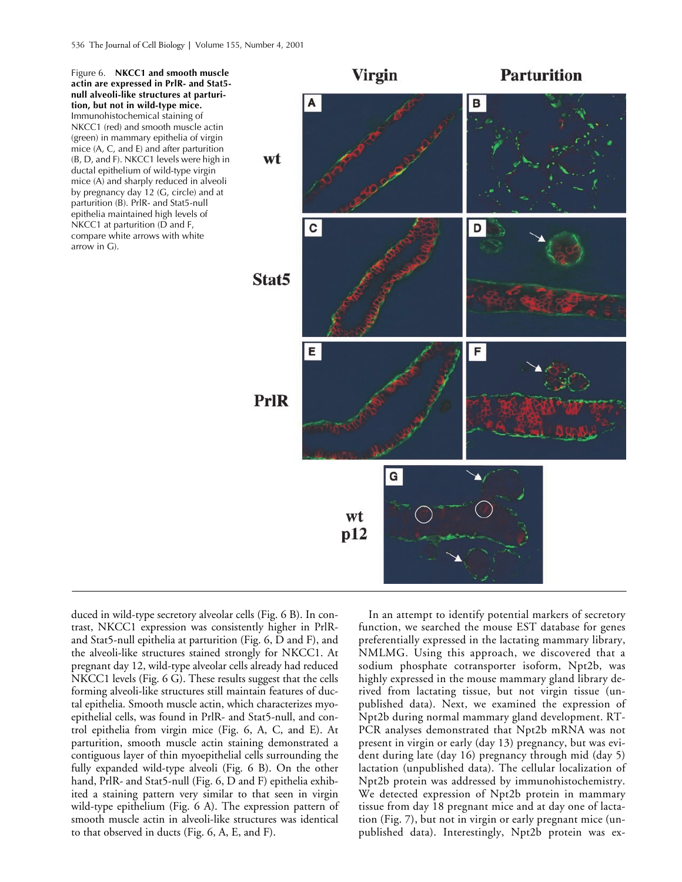Figure 6. **NKCC1 and smooth muscle actin are expressed in PrlR- and Stat5-null alveoli-like structures at parturition, but not in wild-type mice.** Immunohistochemical staining of NKCC1 (red) and smooth muscle actin (green) in mammary epithelia of virgin mice (A, C, and E) and after parturition (B, D, and F). NKCC1 levels were high in ductal epithelium of wild-type virgin mice (A) and sharply reduced in alveoli by pregnancy day 12 (G, circle) and at parturition (B). PrlR- and Stat5-null epithelia maintained high levels of NKCC1 at parturition (D and F, compare white arrows with white arrow in G).

Virgin

Parturition

wt

Stat5

PrlR

wt p12

A

B

C

D

E

F

G

duced in wild-type secretory alveolar cells (Fig. 6 B). In contrast, NKCC1 expression was consistently higher in PrlR- and Stat5-null epithelia at parturition (Fig. 6, D and F), and the alveoli-like structures stained strongly for NKCC1. At pregnant day 12, wild-type alveolar cells already had reduced NKCC1 levels (Fig. 6 G). These results suggest that the cells forming alveoli-like structures still maintain features of ductal epithelia. Smooth muscle actin, which characterizes myoepithelial cells, was found in PrlR- and Stat5-null, and control epithelia from virgin mice (Fig. 6, A, C, and E). At parturition, smooth muscle actin staining demonstrated a contiguous layer of thin myoepithelial cells surrounding the fully expanded wild-type alveoli (Fig. 6 B). On the other hand, PrlR- and Stat5-null (Fig. 6, D and F) epithelia exhibited a staining pattern very similar to that seen in virgin wild-type epithelium (Fig. 6 A). The expression pattern of smooth muscle actin in alveoli-like structures was identical to that observed in ducts (Fig. 6, A, E, and F).

In an attempt to identify potential markers of secretory function, we searched the mouse EST database for genes preferentially expressed in the lactating mammary library, NMLMG. Using this approach, we discovered that a sodium phosphate cotransporter isoform, Npt2b, was highly expressed in the mouse mammary gland library derived from lactating tissue, but not virgin tissue (unpublished data). Next, we examined the expression of Npt2b during normal mammary gland development. RT-PCR analyses demonstrated that Npt2b mRNA was not present in virgin or early (day 13) pregnancy, but was evident during late (day 16) pregnancy through mid (day 5) lactation (unpublished data). The cellular localization of Npt2b protein was addressed by immunohistochemistry. We detected expression of Npt2b protein in mammary tissue from day 18 pregnant mice and at day one of lactation (Fig. 7), but not in virgin or early pregnant mice (unpublished data). Interestingly, Npt2b protein was ex-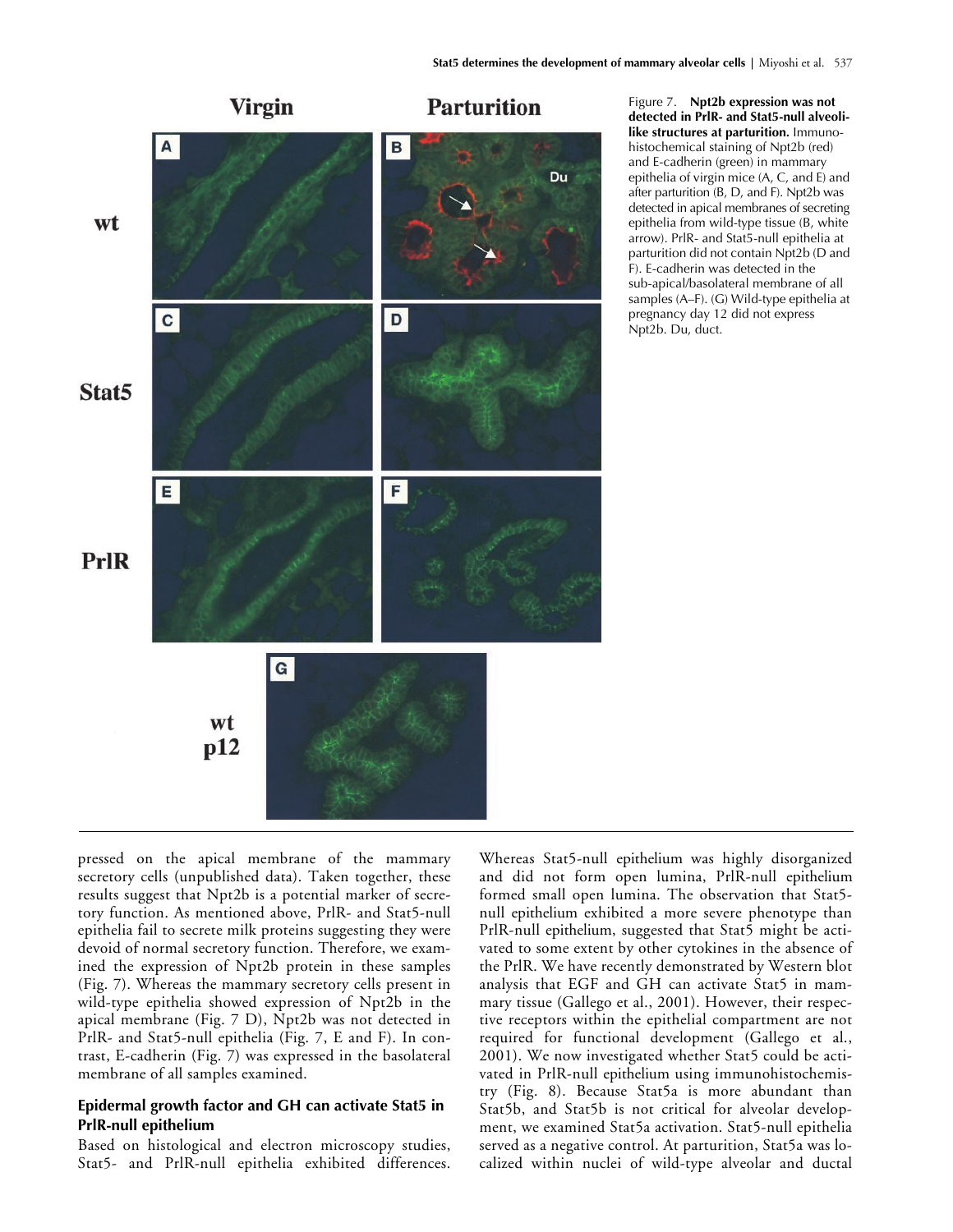Virgin

Parturition

wt

Stat5

PrlR

wt p12

A B C D E F G

Du

Figure 7. **Npt2b expression was not detected in PrlR- and Stat5-null alveoli-like structures at parturition.** Immunohistochemical staining of Npt2b (red) and E-cadherin (green) in mammary epithelia of virgin mice (A, C, and E) and after parturition (B, D, and F). Npt2b was detected in apical membranes of secreting epithelia from wild-type tissue (B, white arrow). PrlR- and Stat5-null epithelia at parturition did not contain Npt2b (D and F). E-cadherin was detected in the sub-apical/basolateral membrane of all samples (A–F). (G) Wild-type epithelia at pregnancy day 12 did not express Npt2b. Du, duct.

pressed on the apical membrane of the mammary secretory cells (unpublished data). Taken together, these results suggest that Npt2b is a potential marker of secretory function. As mentioned above, PrlR- and Stat5-null epithelia fail to secrete milk proteins suggesting they were devoid of normal secretory function. Therefore, we examined the expression of Npt2b protein in these samples (Fig. 7). Whereas the mammary secretory cells present in wild-type epithelia showed expression of Npt2b in the apical membrane (Fig. 7 D), Npt2b was not detected in PrlR- and Stat5-null epithelia (Fig. 7, E and F). In contrast, E-cadherin (Fig. 7) was expressed in the basolateral membrane of all samples examined.

## Epidermal growth factor and GH can activate Stat5 in PrlR-null epithelium

Based on histological and electron microscopy studies, Stat5- and PrlR-null epithelia exhibited differences. Whereas Stat5-null epithelium was highly disorganized and did not form open lumina, PrlR-null epithelium formed small open lumina. The observation that Stat5-null epithelium exhibited a more severe phenotype than PrlR-null epithelium, suggested that Stat5 might be activated to some extent by other cytokines in the absence of the PrlR. We have recently demonstrated by Western blot analysis that EGF and GH can activate Stat5 in mammary tissue (Gallego et al., 2001). However, their respective receptors within the epithelial compartment are not required for functional development (Gallego et al., 2001). We now investigated whether Stat5 could be activated in PrlR-null epithelium using immunohistochemistry (Fig. 8). Because Stat5a is more abundant than Stat5b, and Stat5b is not critical for alveolar development, we examined Stat5a activation. Stat5-null epithelia served as a negative control. At parturition, Stat5a was localized within nuclei of wild-type alveolar and ductal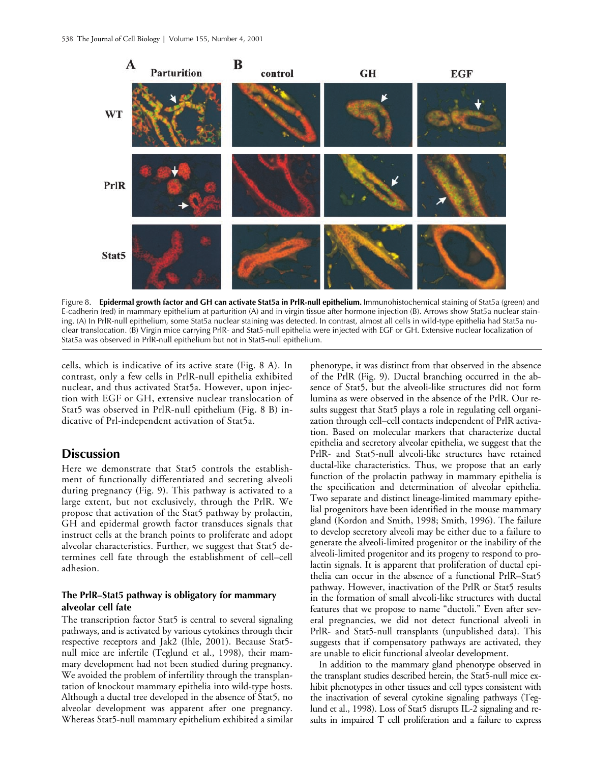A Parturition

B control GH EGF

WT

PrlR

Stat5

Figure 8. **Epidermal growth factor and GH can activate Stat5a in PrlR-null epithelium.** Immunohistochemical staining of Stat5a (green) and E-cadherin (red) in mammary epithelium at parturition (A) and in virgin tissue after hormone injection (B). Arrows show Stat5a nuclear staining. (A) In PrlR-null epithelium, some Stat5a nuclear staining was detected. In contrast, almost all cells in wild-type epithelia had Stat5a nuclear translocation. (B) Virgin mice carrying PrlR- and Stat5-null epithelia were injected with EGF or GH. Extensive nuclear localization of Stat5a was observed in PrlR-null epithelium but not in Stat5-null epithelium.

cells, which is indicative of its active state (Fig. 8 A). In contrast, only a few cells in PrlR-null epithelia exhibited nuclear, and thus activated Stat5a. However, upon injection with EGF or GH, extensive nuclear translocation of Stat5 was observed in PrlR-null epithelium (Fig. 8 B) indicative of Prl-independent activation of Stat5a.

## Discussion

Here we demonstrate that Stat5 controls the establishment of functionally differentiated and secreting alveoli during pregnancy (Fig. 9). This pathway is activated to a large extent, but not exclusively, through the PrlR. We propose that activation of the Stat5 pathway by prolactin, GH and epidermal growth factor transduces signals that instruct cells at the branch points to proliferate and adopt alveolar characteristics. Further, we suggest that Stat5 determines cell fate through the establishment of cell–cell adhesion.

### The PrlR–Stat5 pathway is obligatory for mammary alveolar cell fate

The transcription factor Stat5 is central to several signaling pathways, and is activated by various cytokines through their respective receptors and Jak2 (Ihle, 2001). Because Stat5-null mice are infertile (Teglund et al., 1998), their mammary development had not been studied during pregnancy. We avoided the problem of infertility through the transplantation of knockout mammary epithelia into wild-type hosts. Although a ductal tree developed in the absence of Stat5, no alveolar development was apparent after one pregnancy. Whereas Stat5-null mammary epithelium exhibited a similar phenotype, it was distinct from that observed in the absence of the PrlR (Fig. 9). Ductal branching occurred in the absence of Stat5, but the alveoli-like structures did not form lumina as were observed in the absence of the PrlR. Our results suggest that Stat5 plays a role in regulating cell organization through cell–cell contacts independent of PrlR activation. Based on molecular markers that characterize ductal epithelia and secretory alveolar epithelia, we suggest that the PrlR- and Stat5-null alveoli-like structures have retained ductal-like characteristics. Thus, we propose that an early function of the prolactin pathway in mammary epithelia is the specification and determination of alveolar epithelia. Two separate and distinct lineage-limited mammary epithelial progenitors have been identified in the mouse mammary gland (Kordon and Smith, 1998; Smith, 1996). The failure to develop secretory alveoli may be either due to a failure to generate the alveoli-limited progenitor or the inability of the alveoli-limited progenitor and its progeny to respond to prolactin signals. It is apparent that proliferation of ductal epithelia can occur in the absence of a functional PrlR–Stat5 pathway. However, inactivation of the PrlR or Stat5 results in the formation of small alveoli-like structures with ductal features that we propose to name "ductoli." Even after several pregnancies, we did not detect functional alveoli in PrlR- and Stat5-null transplants (unpublished data). This suggests that if compensatory pathways are activated, they are unable to elicit functional alveolar development.

In addition to the mammary gland phenotype observed in the transplant studies described herein, the Stat5-null mice exhibit phenotypes in other tissues and cell types consistent with the inactivation of several cytokine signaling pathways (Teglund et al., 1998). Loss of Stat5 disrupts IL-2 signaling and results in impaired T cell proliferation and a failure to express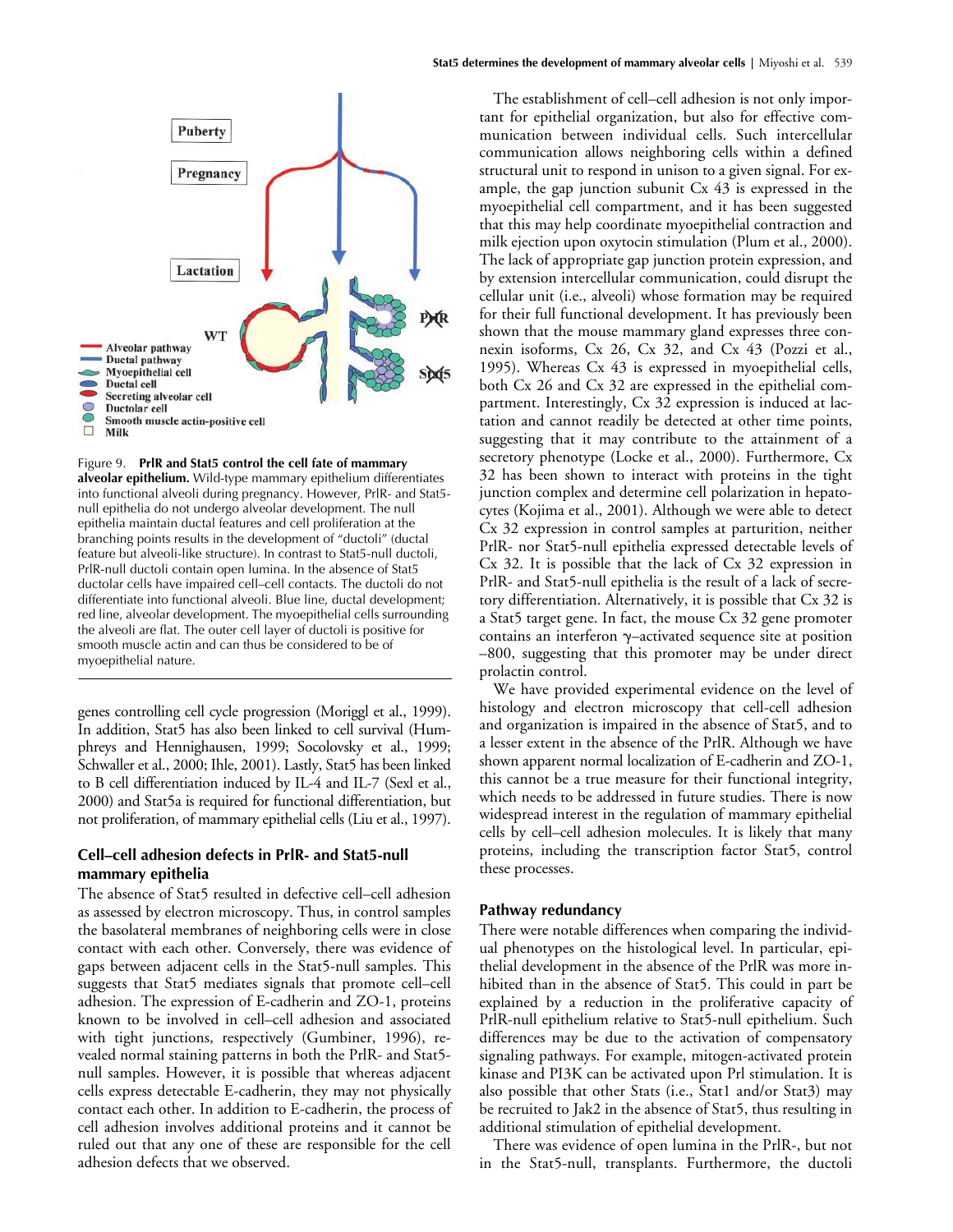Puberty

Pregnancy

Lactation

WT

PRLR

Stat5

Alveolar pathway
Ductal pathway
Myoepithelial cell
Ductal cell
Secreting alveolar cell
Ductolar cell
Smooth muscle actin-positive cell
Milk

Figure 9. **PrlR and Stat5 control the cell fate of mammary alveolar epithelium.** Wild-type mammary epithelium differentiates into functional alveoli during pregnancy. However, PrlR- and Stat5-null epithelia do not undergo alveolar development. The null epithelia maintain ductal features and cell proliferation at the branching points results in the development of "ductoli" (ductal feature but alveoli-like structure). In contrast to Stat5-null ductoli, PrlR-null ductoli contain open lumina. In the absence of Stat5 ductolar cells have impaired cell–cell contacts. The ductoli do not differentiate into functional alveoli. Blue line, ductal development; red line, alveolar development. The myoepithelial cells surrounding the alveoli are flat. The outer cell layer of ductoli is positive for smooth muscle actin and can thus be considered to be of myoepithelial nature.

genes controlling cell cycle progression (Moriggl et al., 1999). In addition, Stat5 has also been linked to cell survival (Humphreys and Hennighausen, 1999; Socolovsky et al., 1999; Schwaller et al., 2000; Ihle, 2001). Lastly, Stat5 has been linked to B cell differentiation induced by IL-4 and IL-7 (Sexl et al., 2000) and Stat5a is required for functional differentiation, but not proliferation, of mammary epithelial cells (Liu et al., 1997).

### Cell–cell adhesion defects in PrlR- and Stat5-null mammary epithelia

The absence of Stat5 resulted in defective cell–cell adhesion as assessed by electron microscopy. Thus, in control samples the basolateral membranes of neighboring cells were in close contact with each other. Conversely, there was evidence of gaps between adjacent cells in the Stat5-null samples. This suggests that Stat5 mediates signals that promote cell–cell adhesion. The expression of E-cadherin and ZO-1, proteins known to be involved in cell–cell adhesion and associated with tight junctions, respectively (Gumbiner, 1996), revealed normal staining patterns in both the PrlR- and Stat5-null samples. However, it is possible that whereas adjacent cells express detectable E-cadherin, they may not physically contact each other. In addition to E-cadherin, the process of cell adhesion involves additional proteins and it cannot be ruled out that any one of these are responsible for the cell adhesion defects that we observed.

The establishment of cell–cell adhesion is not only important for epithelial organization, but also for effective communication between individual cells. Such intercellular communication allows neighboring cells within a defined structural unit to respond in unison to a given signal. For example, the gap junction subunit Cx 43 is expressed in the myoepithelial cell compartment, and it has been suggested that this may help coordinate myoepithelial contraction and milk ejection upon oxytocin stimulation (Plum et al., 2000). The lack of appropriate gap junction protein expression, and by extension intercellular communication, could disrupt the cellular unit (i.e., alveoli) whose formation may be required for their full functional development. It has previously been shown that the mouse mammary gland expresses three connexin isoforms, Cx 26, Cx 32, and Cx 43 (Pozzi et al., 1995). Whereas Cx 43 is expressed in myoepithelial cells, both Cx 26 and Cx 32 are expressed in the epithelial compartment. Interestingly, Cx 32 expression is induced at lactation and cannot readily be detected at other time points, suggesting that it may contribute to the attainment of a secretory phenotype (Locke et al., 2000). Furthermore, Cx 32 has been shown to interact with proteins in the tight junction complex and determine cell polarization in hepatocytes (Kojima et al., 2001). Although we were able to detect Cx 32 expression in control samples at parturition, neither PrlR- nor Stat5-null epithelia expressed detectable levels of Cx 32. It is possible that the lack of Cx 32 expression in PrlR- and Stat5-null epithelia is the result of a lack of secretory differentiation. Alternatively, it is possible that Cx 32 is a Stat5 target gene. In fact, the mouse Cx 32 gene promoter contains an interferon $\gamma$–activated sequence site at position –800, suggesting that this promoter may be under direct prolactin control.

We have provided experimental evidence on the level of histology and electron microscopy that cell-cell adhesion and organization is impaired in the absence of Stat5, and to a lesser extent in the absence of the PrlR. Although we have shown apparent normal localization of E-cadherin and ZO-1, this cannot be a true measure for their functional integrity, which needs to be addressed in future studies. There is now widespread interest in the regulation of mammary epithelial cells by cell–cell adhesion molecules. It is likely that many proteins, including the transcription factor Stat5, control these processes.

### Pathway redundancy

There were notable differences when comparing the individual phenotypes on the histological level. In particular, epithelial development in the absence of the PrlR was more inhibited than in the absence of Stat5. This could in part be explained by a reduction in the proliferative capacity of PrlR-null epithelium relative to Stat5-null epithelium. Such differences may be due to the activation of compensatory signaling pathways. For example, mitogen-activated protein kinase and PI3K can be activated upon Prl stimulation. It is also possible that other Stats (i.e., Stat1 and/or Stat3) may be recruited to Jak2 in the absence of Stat5, thus resulting in additional stimulation of epithelial development.

There was evidence of open lumina in the PrlR-, but not in the Stat5-null, transplants. Furthermore, the ductoli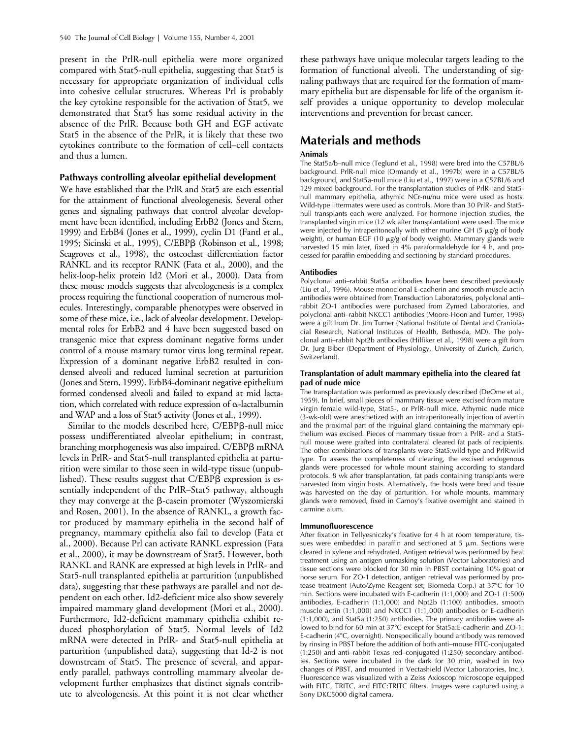present in the PrlR-null epithelia were more organized compared with Stat5-null epithelia, suggesting that Stat5 is necessary for appropriate organization of individual cells into cohesive cellular structures. Whereas Prl is probably the key cytokine responsible for the activation of Stat5, we demonstrated that Stat5 has some residual activity in the absence of the PrlR. Because both GH and EGF activate Stat5 in the absence of the PrlR, it is likely that these two cytokines contribute to the formation of cell–cell contacts and thus a lumen.

### Pathways controlling alveolar epithelial development

We have established that the PrlR and Stat5 are each essential for the attainment of functional alveologenesis. Several other genes and signaling pathways that control alveolar development have been identified, including ErbB2 (Jones and Stern, 1999) and ErbB4 (Jones et al., 1999), cyclin D1 (Fantl et al., 1995; Sicinski et al., 1995), C/EBPβ (Robinson et al., 1998; Seagroves et al., 1998), the osteoclast differentiation factor RANKL and its receptor RANK (Fata et al., 2000), and the helix-loop-helix protein Id2 (Mori et al., 2000). Data from these mouse models suggests that alveologenesis is a complex process requiring the functional cooperation of numerous molecules. Interestingly, comparable phenotypes were observed in some of these mice, i.e., lack of alveolar development. Developmental roles for ErbB2 and 4 have been suggested based on transgenic mice that express dominant negative forms under control of a mouse mamary tumor virus long terminal repeat. Expression of a dominant negative ErbB2 resulted in condensed alveoli and reduced luminal secretion at parturition (Jones and Stern, 1999). ErbB4-dominant negative epithelium formed condensed alveoli and failed to expand at mid lactation, which correlated with reduce expression of α-lactalbumin and WAP and a loss of Stat5 activity (Jones et al., 1999).

Similar to the models described here, C/EBPβ-null mice possess undifferentiated alveolar epithelium; in contrast, branching morphogenesis was also impaired. C/EBPβ mRNA levels in PrlR- and Stat5-null transplanted epithelia at parturition were similar to those seen in wild-type tissue (unpublished). These results suggest that C/EBPβ expression is essentially independent of the PrlR–Stat5 pathway, although they may converge at the β-casein promoter (Wyszomierski and Rosen, 2001). In the absence of RANKL, a growth factor produced by mammary epithelia in the second half of pregnancy, mammary epithelia also fail to develop (Fata et al., 2000). Because Prl can activate RANKL expression (Fata et al., 2000), it may be downstream of Stat5. However, both RANKL and RANK are expressed at high levels in PrlR- and Stat5-null transplanted epithelia at parturition (unpublished data), suggesting that these pathways are parallel and not dependent on each other. Id2-deficient mice also show severely impaired mammary gland development (Mori et al., 2000). Furthermore, Id2-deficient mammary epithelia exhibit reduced phosphorylation of Stat5. Normal levels of Id2 mRNA were detected in PrlR- and Stat5-null epithelia at parturition (unpublished data), suggesting that Id-2 is not downstream of Stat5. The presence of several, and apparently parallel, pathways controlling mammary alveolar development further emphasizes that distinct signals contribute to alveologenesis. At this point it is not clear whether these pathways have unique molecular targets leading to the formation of functional alveoli. The understanding of signaling pathways that are required for the formation of mammary epithelia but are dispensable for life of the organism itself provides a unique opportunity to develop molecular interventions and prevention for breast cancer.

## Materials and methods

### Animals

The Stat5a/b–null mice (Teglund et al., 1998) were bred into the C57BL/6 background. PrlR-null mice (Ormandy et al., 1997b) were in a C57BL/6 background, and Stat5a-null mice (Liu et al., 1997) were in a C57BL/6 and 129 mixed background. For the transplantation studies of PrlR- and Stat5-null mammary epithelia, athymic NCr-nu/nu mice were used as hosts. Wild-type littermates were used as controls. More than 30 PrlR- and Stat5-null transplants each were analyzed. For hormone injection studies, the transplanted virgin mice (12 wk after transplantation) were used. The mice were injected by intraperitoneally with either murine GH (5 μg/g of body weight), or human EGF (10 μg/g of body weight). Mammary glands were harvested 15 min later, fixed in 4% paraformaldehyde for 4 h, and processed for paraffin embedding and sectioning by standard procedures.

### Antibodies

Polyclonal anti–rabbit Stat5a antibodies have been described previously (Liu et al., 1996). Mouse monoclonal E-cadherin and smooth muscle actin antibodies were obtained from Transduction Laboratories, polyclonal anti–rabbit ZO-1 antibodies were purchased from Zymed Laboratories, and polyclonal anti–rabbit NKCC1 antibodies (Moore-Hoon and Turner, 1998) were a gift from Dr. Jim Turner (National Institute of Dental and Craniofacial Research, National Institutes of Health, Bethesda, MD). The polyclonal anti–rabbit Npt2b antibodies (Hilfiker et al., 1998) were a gift from Dr. Jurg Biber (Department of Physiology, University of Zurich, Zurich, Switzerland).

### Transplantation of adult mammary epithelia into the cleared fat pad of nude mice

The transplantation was performed as previously described (DeOme et al., 1959). In brief, small pieces of mammary tissue were excised from mature virgin female wild-type, Stat5-, or PrlR-null mice. Athymic nude mice (3-wk-old) were anesthetized with an intraperitoneally injection of avertin and the proximal part of the inguinal gland containing the mammary epithelium was excised. Pieces of mammary tissue from a PrlR- and a Stat5-null mouse were grafted into contralateral cleared fat pads of recipients. The other combinations of transplants were Stat5:wild type and PrlR:wild type. To assess the completeness of clearing, the excised endogenous glands were processed for whole mount staining according to standard protocols. 8 wk after transplantation, fat pads containing transplants were harvested from virgin hosts. Alternatively, the hosts were bred and tissue was harvested on the day of parturition. For whole mounts, mammary glands were removed, fixed in Carnoy's fixative overnight and stained in carmine alum.

### Immunofluorescence

After fixation in Tellyesniczky's fixative for 4 h at room temperature, tissues were embedded in paraffin and sectioned at 5 μm. Sections were cleared in xylene and rehydrated. Antigen retrieval was performed by heat treatment using an antigen unmasking solution (Vector Laboratories) and tissue sections were blocked for 30 min in PBST containing 10% goat or horse serum. For ZO-1 detection, antigen retrieval was performed by protease treatment (Auto/Zyme Reagent set; Biomeda Corp.) at 37°C for 10 min. Sections were incubated with E-cadherin (1:1,000) and ZO-1 (1:500) antibodies, E-cadherin (1:1,000) and Npt2b (1:100) antibodies, smooth muscle actin (1:1,000) and NKCC1 (1:1,000) antibodies or E-cadherin (1:1,000), and Stat5a (1:250) antibodies. The primary antibodies were allowed to bind for 60 min at 37°C except for Stat5a:E-cadherin and ZO-1: E-cadherin (4°C, overnight). Nonspecifically bound antibody was removed by rinsing in PBST before the addition of both anti–mouse FITC-conjugated (1:250) and anti–rabbit Texas red–conjugated (1:250) secondary antibodies. Sections were incubated in the dark for 30 min, washed in two changes of PBST, and mounted in Vectashield (Vector Laboratories, Inc.). Fluorescence was visualized with a Zeiss Axioscop microscope equipped with FITC, TRITC, and FITC:TRITC filters. Images were captured using a Sony DKC5000 digital camera.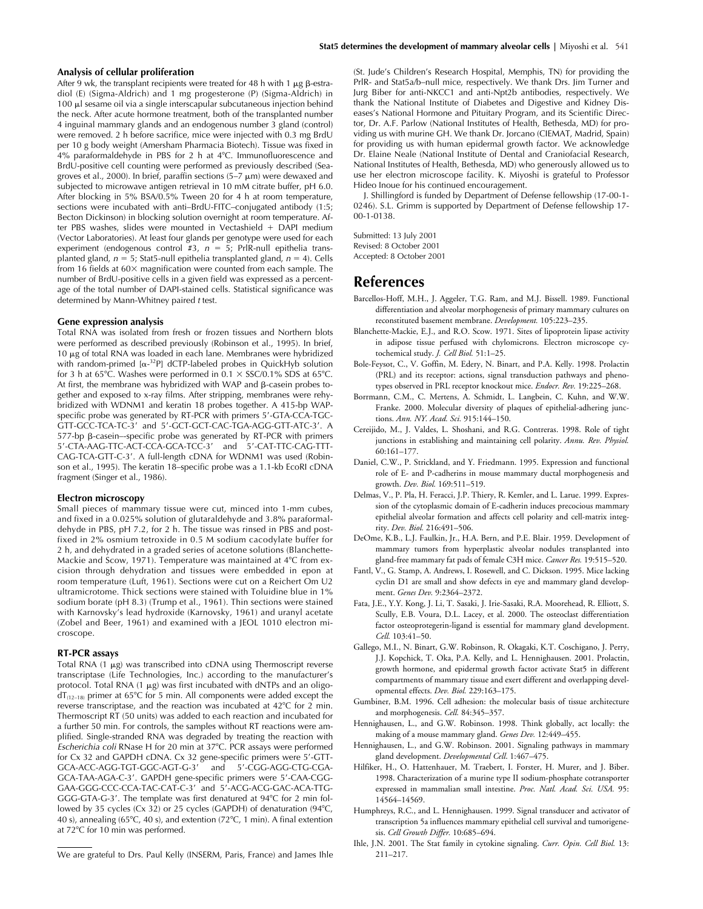### Analysis of cellular proliferation

After 9 wk, the transplant recipients were treated for 48 h with 1 μg β-estradiol (E) (Sigma-Aldrich) and 1 mg progesterone (P) (Sigma-Aldrich) in 100 μl sesame oil via a single interscapular subcutaneous injection behind the neck. After acute hormone treatment, both of the transplanted number 4 inguinal mammary glands and an endogenous number 3 gland (control) were removed. 2 h before sacrifice, mice were injected with 0.3 mg BrdU per 10 g body weight (Amersham Pharmacia Biotech). Tissue was fixed in 4% paraformaldehyde in PBS for 2 h at 4°C. Immunofluorescence and BrdU-positive cell counting were performed as previously described (Seagroves et al., 2000). In brief, paraffin sections (5–7 μm) were dewaxed and subjected to microwave antigen retrieval in 10 mM citrate buffer, pH 6.0. After blocking in 5% BSA/0.5% Tween 20 for 4 h at room temperature, sections were incubated with anti–BrdU-FITC–conjugated antibody (1:5; Becton Dickinson) in blocking solution overnight at room temperature. After PBS washes, slides were mounted in Vectashield + DAPI medium (Vector Laboratories). At least four glands per genotype were used for each experiment (endogenous control #3, $n = 5$; PrlR-null epithelia transplanted gland, $n = 5$; Stat5-null epithelia transplanted gland, $n = 4$). Cells from 16 fields at 60× magnification were counted from each sample. The number of BrdU-positive cells in a given field was expressed as a percentage of the total number of DAPI-stained cells. Statistical significance was determined by Mann-Whitney paired *t* test.

### Gene expression analysis

Total RNA was isolated from fresh or frozen tissues and Northern blots were performed as described previously (Robinson et al., 1995). In brief, 10 μg of total RNA was loaded in each lane. Membranes were hybridized with random-primed [α-$^{32}$P] dCTP-labeled probes in QuickHyb solution for 3 h at 65°C. Washes were performed in 0.1 × SSC/0.1% SDS at 65°C. At first, the membrane was hybridized with WAP and β-casein probes together and exposed to x-ray films. After stripping, membranes were rehybridized with WDNM1 and keratin 18 probes together. A 415-bp WAP-specific probe was generated by RT-PCR with primers 5′-GTA-CCA-TGC-GTT-GCC-TCA-TC-3′ and 5′-GCT-GCT-CAC-TGA-AGG-GTT-ATC-3′. A 577-bp β-casein–specific probe was generated by RT-PCR with primers 5′-CTA-AAG-TTC-ACT-CCA-GCA-TCC-3′ and 5′-CAT-TTC-CAG-TTT-CAG-TCA-GTT-C-3′. A full-length cDNA for WDNM1 was used (Robinson et al., 1995). The keratin 18–specific probe was a 1.1-kb EcoRI cDNA fragment (Singer et al., 1986).

### Electron microscopy

Small pieces of mammary tissue were cut, minced into 1-mm cubes, and fixed in a 0.025% solution of glutaraldehyde and 3.8% paraformaldehyde in PBS, pH 7.2, for 2 h. The tissue was rinsed in PBS and postfixed in 2% osmium tetroxide in 0.5 M sodium cacodylate buffer for 2 h, and dehydrated in a graded series of acetone solutions (Blanchette-Mackie and Scow, 1971). Temperature was maintained at 4°C from excision through dehydration and tissues were embedded in epon at room temperature (Luft, 1961). Sections were cut on a Reichert Om U2 ultramicrotome. Thick sections were stained with Toluidine blue in 1% sodium borate (pH 8.3) (Trump et al., 1961). Thin sections were stained with Karnovsky's lead hydroxide (Karnovsky, 1961) and uranyl acetate (Zobel and Beer, 1961) and examined with a JEOL 1010 electron microscope.

### RT-PCR assays

Total RNA (1 μg) was transcribed into cDNA using Thermoscript reverse transcriptase (Life Technologies, Inc.) according to the manufacturer's protocol. Total RNA (1 μg) was first incubated with dNTPs and an oligo-$dT_{(12–18)}$ primer at 65°C for 5 min. All components were added except the reverse transcriptase, and the reaction was incubated at 42°C for 2 min. Thermoscript RT (50 units) was added to each reaction and incubated for a further 50 min. For controls, the samples without RT reactions were amplified. Single-stranded RNA was degraded by treating the reaction with *Escherichia coli* RNase H for 20 min at 37°C. PCR assays were performed for Cx 32 and GAPDH cDNA. Cx 32 gene-specific primers were 5′-GTT-GCA-ACC-AGG-TGT-GGC-AGT-G-3′ and 5′-CGG-AGG-CTG-CGA-GCA-TAA-AGA-C-3′. GAPDH gene-specific primers were 5′-CAA-CGG-GAA-GGG-CCC-ATC-TAC-CAT-C-3′ and 5′-ACG-ACG-GAC-ACA-TTG-GGG-GTA-G-3′. The template was first denatured at 94°C for 2 min followed by 35 cycles (Cx 32) or 25 cycles (GAPDH) of denaturation (94°C, 40 s), annealing (65°C, 40 s), and extention (72°C, 1 min). A final extention at 72°C for 10 min was performed.

---

We are grateful to Drs. Paul Kelly (INSERM, Paris, France) and James Ihle (St. Jude's Children's Research Hospital, Memphis, TN) for providing the PrlR- and Stat5a/b–null mice, respectively. We thank Drs. Jim Turner and Jurg Biber for anti-NKCC1 and anti-Npt2b antibodies, respectively. We thank the National Institute of Diabetes and Digestive and Kidney Diseases's National Hormone and Pituitary Program, and its Scientific Director, Dr. A.F. Parlow (National Institutes of Health, Bethesda, MD) for providing us with murine GH. We thank Dr. Jorcano (CIEMAT, Madrid, Spain) for providing us with human epidermal growth factor. We acknowledge Dr. Elaine Neale (National Institute of Dental and Craniofacial Research, National Institutes of Health, Bethesda, MD) who generously allowed us to use her electron microscope facility. K. Miyoshi is grateful to Professor Hideo Inoue for his continued encouragement.

J. Shillingford is funded by Department of Defense fellowship (17-00-1-0246). S.L. Grimm is supported by Department of Defense fellowship 17-00-1-0138.

Submitted: 13 July 2001
Revised: 8 October 2001
Accepted: 8 October 2001

## References

Barcellos-Hoff, M.H., J. Aggeler, T.G. Ram, and M.J. Bissell. 1989. Functional differentiation and alveolar morphogenesis of primary mammary cultures on reconstituted basement membrane. *Development.* 105:223–235.

Blanchette-Mackie, E.J., and R.O. Scow. 1971. Sites of lipoprotein lipase activity in adipose tissue perfused with chylomicrons. Electron microscope cytochemical study. *J. Cell Biol.* 51:1–25.

Bole-Feysot, C., V. Goffin, M. Edery, N. Binart, and P.A. Kelly. 1998. Prolactin (PRL) and its receptor: actions, signal transduction pathways and phenotypes observed in PRL receptor knockout mice. *Endocr. Rev.* 19:225–268.

Borrmann, C.M., C. Mertens, A. Schmidt, L. Langbein, C. Kuhn, and W.W. Franke. 2000. Molecular diversity of plaques of epithelial-adhering junctions. *Ann. NY. Acad. Sci.* 915:144–150.

Cereijido, M., J. Valdes, L. Shoshani, and R.G. Contreras. 1998. Role of tight junctions in establishing and maintaining cell polarity. *Annu. Rev. Physiol.* 60:161–177.

Daniel, C.W., P. Strickland, and Y. Friedmann. 1995. Expression and functional role of E- and P-cadherins in mouse mammary ductal morphogenesis and growth. *Dev. Biol.* 169:511–519.

Delmas, V., P. Pla, H. Feracci, J.P. Thiery, R. Kemler, and L. Larue. 1999. Expression of the cytoplasmic domain of E-cadherin induces precocious mammary epithelial alveolar formation and affects cell polarity and cell-matrix integrity. *Dev. Biol.* 216:491–506.

DeOme, K.B., L.J. Faulkin, Jr., H.A. Bern, and P.E. Blair. 1959. Development of mammary tumors from hyperplastic alveolar nodules transplanted into gland-free mammary fat pads of female C3H mice. *Cancer Res.* 19:515–520.

Fantl, V., G. Stamp, A. Andrews, I. Rosewell, and C. Dickson. 1995. Mice lacking cyclin D1 are small and show defects in eye and mammary gland development. *Genes Dev.* 9:2364–2372.

Fata, J.E., Y.Y. Kong, J. Li, T. Sasaki, J. Irie-Sasaki, R.A. Moorehead, R. Elliott, S. Scully, E.B. Voura, D.L. Lacey, et al. 2000. The osteoclast differentiation factor osteoprotegerin-ligand is essential for mammary gland development. *Cell.* 103:41–50.

Gallego, M.I., N. Binart, G.W. Robinson, R. Okagaki, K.T. Coschigano, J. Perry, J.J. Kopchick, T. Oka, P.A. Kelly, and L. Hennighausen. 2001. Prolactin, growth hormone, and epidermal growth factor activate Stat5 in different compartments of mammary tissue and exert different and overlapping developmental effects. *Dev. Biol.* 229:163–175.

Gumbiner, B.M. 1996. Cell adhesion: the molecular basis of tissue architecture and morphogenesis. *Cell.* 84:345–357.

Hennighausen, L., and G.W. Robinson. 1998. Think globally, act locally: the making of a mouse mammary gland. *Genes Dev.* 12:449–455.

Hennighausen, L., and G.W. Robinson. 2001. Signaling pathways in mammary gland development. *Developmental Cell.* 1:467–475.

Hilfiker, H., O. Hattenhauer, M. Traebert, I. Forster, H. Murer, and J. Biber. 1998. Characterization of a murine type II sodium-phosphate cotransporter expressed in mammalian small intestine. *Proc. Natl. Acad. Sci. USA.* 95: 14564–14569.

Humphreys, R.C., and L. Hennighausen. 1999. Signal transducer and activator of transcription 5a influences mammary epithelial cell survival and tumorigenesis. *Cell Growth Differ.* 10:685–694.

Ihle, J.N. 2001. The Stat family in cytokine signaling. *Curr. Opin. Cell Biol.* 13: 211–217.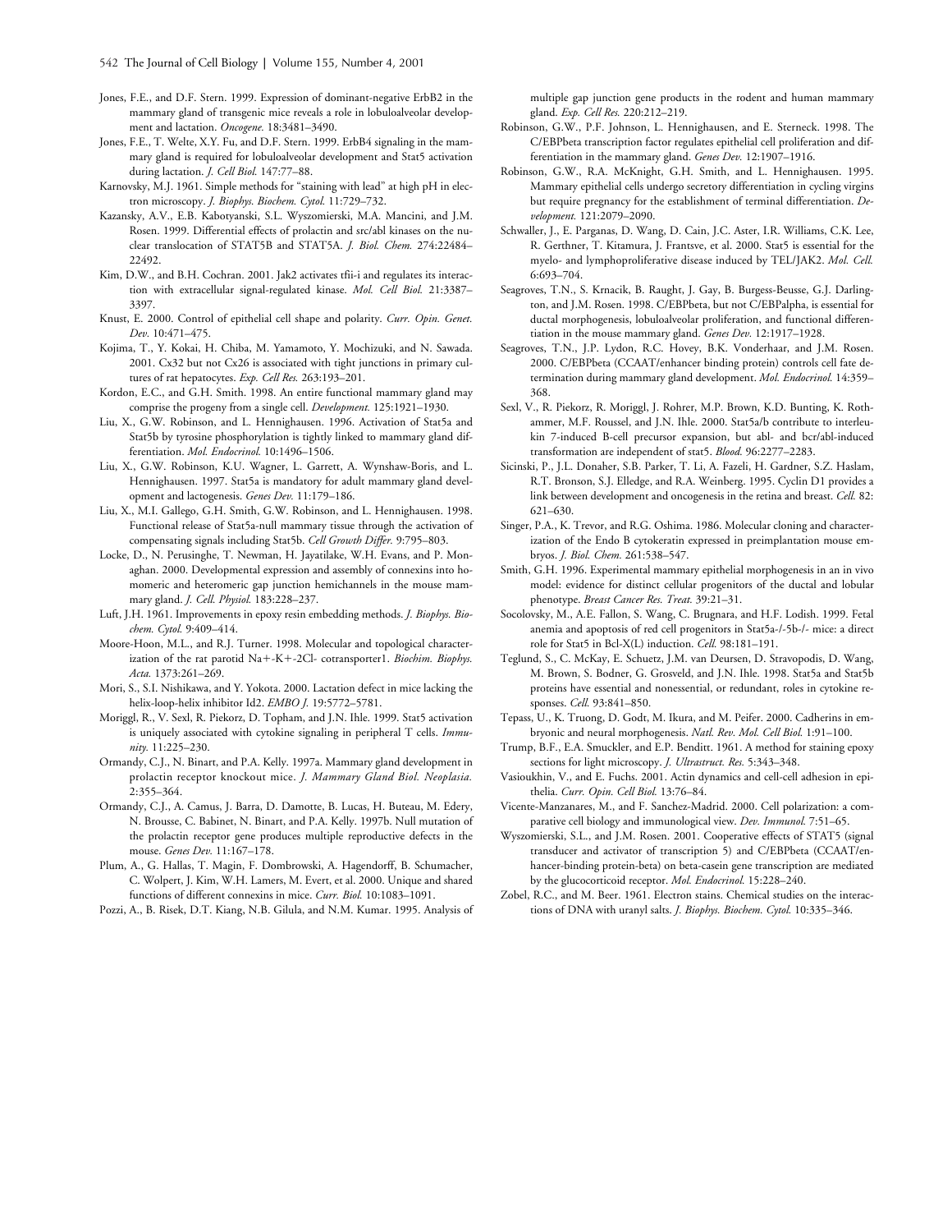Jones, F.E., and D.F. Stern. 1999. Expression of dominant-negative ErbB2 in the mammary gland of transgenic mice reveals a role in lobuloalveolar development and lactation. *Oncogene.* 18:3481–3490.

Jones, F.E., T. Welte, X.Y. Fu, and D.F. Stern. 1999. ErbB4 signaling in the mammary gland is required for lobuloalveolar development and Stat5 activation during lactation. *J. Cell Biol.* 147:77–88.

Karnovsky, M.J. 1961. Simple methods for "staining with lead" at high pH in electron microscopy. *J. Biophys. Biochem. Cytol.* 11:729–732.

Kazansky, A.V., E.B. Kabotyanski, S.L. Wyszomierski, M.A. Mancini, and J.M. Rosen. 1999. Differential effects of prolactin and src/abl kinases on the nuclear translocation of STAT5B and STAT5A. *J. Biol. Chem.* 274:22484–22492.

Kim, D.W., and B.H. Cochran. 2001. Jak2 activates tfii-i and regulates its interaction with extracellular signal-regulated kinase. *Mol. Cell Biol.* 21:3387–3397.

Knust, E. 2000. Control of epithelial cell shape and polarity. *Curr. Opin. Genet. Dev.* 10:471–475.

Kojima, T., Y. Kokai, H. Chiba, M. Yamamoto, Y. Mochizuki, and N. Sawada. 2001. Cx32 but not Cx26 is associated with tight junctions in primary cultures of rat hepatocytes. *Exp. Cell Res.* 263:193–201.

Kordon, E.C., and G.H. Smith. 1998. An entire functional mammary gland may comprise the progeny from a single cell. *Development.* 125:1921–1930.

Liu, X., G.W. Robinson, and L. Hennighausen. 1996. Activation of Stat5a and Stat5b by tyrosine phosphorylation is tightly linked to mammary gland differentiation. *Mol. Endocrinol.* 10:1496–1506.

Liu, X., G.W. Robinson, K.U. Wagner, L. Garrett, A. Wynshaw-Boris, and L. Hennighausen. 1997. Stat5a is mandatory for adult mammary gland development and lactogenesis. *Genes Dev.* 11:179–186.

Liu, X., M.I. Gallego, G.H. Smith, G.W. Robinson, and L. Hennighausen. 1998. Functional release of Stat5a-null mammary tissue through the activation of compensating signals including Stat5b. *Cell Growth Differ.* 9:795–803.

Locke, D., N. Perusinghe, T. Newman, H. Jayatilake, W.H. Evans, and P. Monaghan. 2000. Developmental expression and assembly of connexins into homomeric and heteromeric gap junction hemichannels in the mouse mammary gland. *J. Cell. Physiol.* 183:228–237.

Luft, J.H. 1961. Improvements in epoxy resin embedding methods. *J. Biophys. Biochem. Cytol.* 9:409–414.

Moore-Hoon, M.L., and R.J. Turner. 1998. Molecular and topological characterization of the rat parotid Na+-K+-2Cl- cotransporter1. *Biochim. Biophys. Acta.* 1373:261–269.

Mori, S., S.I. Nishikawa, and Y. Yokota. 2000. Lactation defect in mice lacking the helix-loop-helix inhibitor Id2. *EMBO J.* 19:5772–5781.

Moriggl, R., V. Sexl, R. Piekorz, D. Topham, and J.N. Ihle. 1999. Stat5 activation is uniquely associated with cytokine signaling in peripheral T cells. *Immunity.* 11:225–230.

Ormandy, C.J., N. Binart, and P.A. Kelly. 1997a. Mammary gland development in prolactin receptor knockout mice. *J. Mammary Gland Biol. Neoplasia.* 2:355–364.

Ormandy, C.J., A. Camus, J. Barra, D. Damotte, B. Lucas, H. Buteau, M. Edery, N. Brousse, C. Babinet, N. Binart, and P.A. Kelly. 1997b. Null mutation of the prolactin receptor gene produces multiple reproductive defects in the mouse. *Genes Dev.* 11:167–178.

Plum, A., G. Hallas, T. Magin, F. Dombrowski, A. Hagendorff, B. Schumacher, C. Wolpert, J. Kim, W.H. Lamers, M. Evert, et al. 2000. Unique and shared functions of different connexins in mice. *Curr. Biol.* 10:1083–1091.

Pozzi, A., B. Risek, D.T. Kiang, N.B. Gilula, and N.M. Kumar. 1995. Analysis of multiple gap junction gene products in the rodent and human mammary gland. *Exp. Cell Res.* 220:212–219.

Robinson, G.W., P.F. Johnson, L. Hennighausen, and E. Sterneck. 1998. The C/EBPbeta transcription factor regulates epithelial cell proliferation and differentiation in the mammary gland. *Genes Dev.* 12:1907–1916.

Robinson, G.W., R.A. McKnight, G.H. Smith, and L. Hennighausen. 1995. Mammary epithelial cells undergo secretory differentiation in cycling virgins but require pregnancy for the establishment of terminal differentiation. *Development.* 121:2079–2090.

Schwaller, J., E. Parganas, D. Wang, D. Cain, J.C. Aster, I.R. Williams, C.K. Lee, R. Gerthner, T. Kitamura, J. Frantsve, et al. 2000. Stat5 is essential for the myelo- and lymphoproliferative disease induced by TEL/JAK2. *Mol. Cell.* 6:693–704.

Seagroves, T.N., S. Krnacik, B. Raught, J. Gay, B. Burgess-Beusse, G.J. Darlington, and J.M. Rosen. 1998. C/EBPbeta, but not C/EBPalpha, is essential for ductal morphogenesis, lobuloalveolar proliferation, and functional differentiation in the mouse mammary gland. *Genes Dev.* 12:1917–1928.

Seagroves, T.N., J.P. Lydon, R.C. Hovey, B.K. Vonderhaar, and J.M. Rosen. 2000. C/EBPbeta (CCAAT/enhancer binding protein) controls cell fate determination during mammary gland development. *Mol. Endocrinol.* 14:359–368.

Sexl, V., R. Piekorz, R. Moriggl, J. Rohrer, M.P. Brown, K.D. Bunting, K. Rothammer, M.F. Roussel, and J.N. Ihle. 2000. Stat5a/b contribute to interleukin 7-induced B-cell precursor expansion, but abl- and bcr/abl-induced transformation are independent of stat5. *Blood.* 96:2277–2283.

Sicinski, P., J.L. Donaher, S.B. Parker, T. Li, A. Fazeli, H. Gardner, S.Z. Haslam, R.T. Bronson, S.J. Elledge, and R.A. Weinberg. 1995. Cyclin D1 provides a link between development and oncogenesis in the retina and breast. *Cell.* 82:621–630.

Singer, P.A., K. Trevor, and R.G. Oshima. 1986. Molecular cloning and characterization of the Endo B cytokeratin expressed in preimplantation mouse embryos. *J. Biol. Chem.* 261:538–547.

Smith, G.H. 1996. Experimental mammary epithelial morphogenesis in an in vivo model: evidence for distinct cellular progenitors of the ductal and lobular phenotype. *Breast Cancer Res. Treat.* 39:21–31.

Socolovsky, M., A.E. Fallon, S. Wang, C. Brugnara, and H.F. Lodish. 1999. Fetal anemia and apoptosis of red cell progenitors in Stat5a-/-5b-/- mice: a direct role for Stat5 in Bcl-X(L) induction. *Cell.* 98:181–191.

Teglund, S., C. McKay, E. Schuetz, J.M. van Deursen, D. Stravopodis, D. Wang, M. Brown, S. Bodner, G. Grosveld, and J.N. Ihle. 1998. Stat5a and Stat5b proteins have essential and nonessential, or redundant, roles in cytokine responses. *Cell.* 93:841–850.

Tepass, U., K. Truong, D. Godt, M. Ikura, and M. Peifer. 2000. Cadherins in embryonic and neural morphogenesis. *Natl. Rev. Mol. Cell Biol.* 1:91–100.

Trump, B.F., E.A. Smuckler, and E.P. Benditt. 1961. A method for staining epoxy sections for light microscopy. *J. Ultrastruct. Res.* 5:343–348.

Vasioukhin, V., and E. Fuchs. 2001. Actin dynamics and cell-cell adhesion in epithelia. *Curr. Opin. Cell Biol.* 13:76–84.

Vicente-Manzanares, M., and F. Sanchez-Madrid. 2000. Cell polarization: a comparative cell biology and immunological view. *Dev. Immunol.* 7:51–65.

Wyszomierski, S.L., and J.M. Rosen. 2001. Cooperative effects of STAT5 (signal transducer and activator of transcription 5) and C/EBPbeta (CCAAT/enhancer-binding protein-beta) on beta-casein gene transcription are mediated by the glucocorticoid receptor. *Mol. Endocrinol.* 15:228–240.

Zobel, R.C., and M. Beer. 1961. Electron stains. Chemical studies on the interactions of DNA with uranyl salts. *J. Biophys. Biochem. Cytol.* 10:335–346.